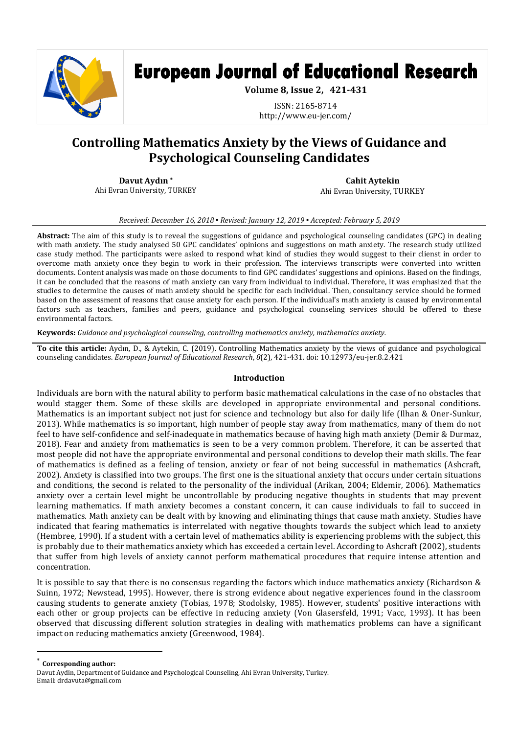# Controlling Mathematics Anxiety by the Views of Guidance and Psychological Counseling Candidates

**Davut Aydın** *
Ahi Evran University, TURKEY

**Cahit Aytekin**
Ahi Evran University, TURKEY

*Received: December 16, 2018 ▪ Revised: January 12, 2019 ▪ Accepted: February 5, 2019*

**Abstract:** The aim of this study is to reveal the suggestions of guidance and psychological counseling candidates (GPC) in dealing with math anxiety. The study analysed 50 GPC candidates' opinions and suggestions on math anxiety. The research study utilized case study method. The participants were asked to respond what kind of studies they would suggest to their clienst in order to overcome math anxiety once they begin to work in their profession. The interviews transcripts were converted into written documents. Content analysis was made on those documents to find GPC candidates' suggestions and opinions. Based on the findings, it can be concluded that the reasons of math anxiety can vary from individual to individual. Therefore, it was emphasized that the studies to determine the causes of math anxiety should be specific for each individual. Then, consultancy service should be formed based on the assessment of reasons that cause anxiety for each person. If the individual's math anxiety is caused by environmental factors such as teachers, families and peers, guidance and psychological counseling services should be offered to these environmental factors.

**Keywords:** *Guidance and psychological counseling, controlling mathematics anxiety, mathematics anxiety.*

**To cite this article:** Aydın, D., & Aytekin, C. (2019). Controlling Mathematics anxiety by the views of guidance and psychological counseling candidates. *European Journal of Educational Research*, *8*(2), 421-431. doi: 10.12973/eu-jer.8.2.421

## Introduction

Individuals are born with the natural ability to perform basic mathematical calculations in the case of no obstacles that would stagger them. Some of these skills are developed in appropriate environmental and personal conditions. Mathematics is an important subject not just for science and technology but also for daily life (Ilhan & Oner-Sunkur, 2013). While mathematics is so important, high number of people stay away from mathematics, many of them do not feel to have self-confidence and self-inadequate in mathematics because of having high math anxiety (Demir & Durmaz, 2018). Fear and anxiety from mathematics is seen to be a very common problem. Therefore, it can be asserted that most people did not have the appropriate environmental and personal conditions to develop their math skills. The fear of mathematics is defined as a feeling of tension, anxiety or fear of not being successful in mathematics (Ashcraft, 2002). Anxiety is classified into two groups. The first one is the situational anxiety that occurs under certain situations and conditions, the second is related to the personality of the individual (Arikan, 2004; Eldemir, 2006). Mathematics anxiety over a certain level might be uncontrollable by producing negative thoughts in students that may prevent learning mathematics. If math anxiety becomes a constant concern, it can cause individuals to fail to succeed in mathematics. Math anxiety can be dealt with by knowing and eliminating things that cause math anxiety. Studies have indicated that fearing mathematics is interrelated with negative thoughts towards the subject which lead to anxiety (Hembree, 1990). If a student with a certain level of mathematics ability is experiencing problems with the subject, this is probably due to their mathematics anxiety which has exceeded a certain level. According to Ashcraft (2002), students that suffer from high levels of anxiety cannot perform mathematical procedures that require intense attention and concentration.

It is possible to say that there is no consensus regarding the factors which induce mathematics anxiety (Richardson & Suinn, 1972; Newstead, 1995). However, there is strong evidence about negative experiences found in the classroom causing students to generate anxiety (Tobias, 1978; Stodolsky, 1985). However, students' positive interactions with each other or group projects can be effective in reducing anxiety (Von Glasersfeld, 1991; Vacc, 1993). It has been observed that discussing different solution strategies in dealing with mathematics problems can have a significant impact on reducing mathematics anxiety (Greenwood, 1984).

---

* **Corresponding author:**
Davut Aydin, Department of Guidance and Psychological Counseling, Ahi Evran University, Turkey.
Email: drdavuta@gmail.com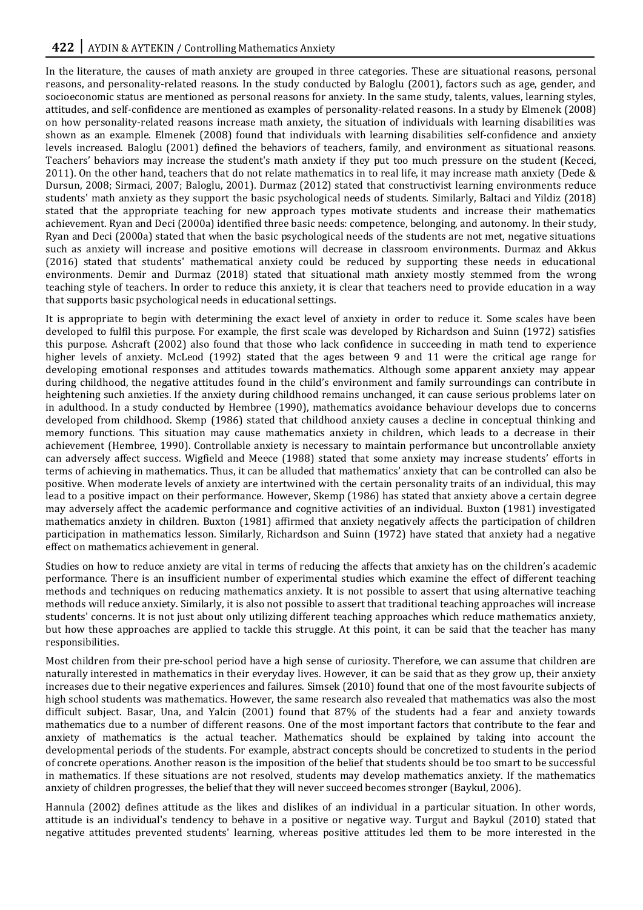In the literature, the causes of math anxiety are grouped in three categories. These are situational reasons, personal reasons, and personality-related reasons. In the study conducted by Baloglu (2001), factors such as age, gender, and socioeconomic status are mentioned as personal reasons for anxiety. In the same study, talents, values, learning styles, attitudes, and self-confidence are mentioned as examples of personality-related reasons. In a study by Elmenek (2008) on how personality-related reasons increase math anxiety, the situation of individuals with learning disabilities was shown as an example. Elmenek (2008) found that individuals with learning disabilities self-confidence and anxiety levels increased. Baloglu (2001) defined the behaviors of teachers, family, and environment as situational reasons. Teachers' behaviors may increase the student's math anxiety if they put too much pressure on the student (Kececi, 2011). On the other hand, teachers that do not relate mathematics in to real life, it may increase math anxiety (Dede & Dursun, 2008; Sirmaci, 2007; Baloglu, 2001). Durmaz (2012) stated that constructivist learning environments reduce students' math anxiety as they support the basic psychological needs of students. Similarly, Baltaci and Yildiz (2018) stated that the appropriate teaching for new approach types motivate students and increase their mathematics achievement. Ryan and Deci (2000a) identified three basic needs: competence, belonging, and autonomy. In their study, Ryan and Deci (2000a) stated that when the basic psychological needs of the students are not met, negative situations such as anxiety will increase and positive emotions will decrease in classroom environments. Durmaz and Akkus (2016) stated that students' mathematical anxiety could be reduced by supporting these needs in educational environments. Demir and Durmaz (2018) stated that situational math anxiety mostly stemmed from the wrong teaching style of teachers. In order to reduce this anxiety, it is clear that teachers need to provide education in a way that supports basic psychological needs in educational settings.

It is appropriate to begin with determining the exact level of anxiety in order to reduce it. Some scales have been developed to fulfil this purpose. For example, the first scale was developed by Richardson and Suinn (1972) satisfies this purpose. Ashcraft (2002) also found that those who lack confidence in succeeding in math tend to experience higher levels of anxiety. McLeod (1992) stated that the ages between 9 and 11 were the critical age range for developing emotional responses and attitudes towards mathematics. Although some apparent anxiety may appear during childhood, the negative attitudes found in the child's environment and family surroundings can contribute in heightening such anxieties. If the anxiety during childhood remains unchanged, it can cause serious problems later on in adulthood. In a study conducted by Hembree (1990), mathematics avoidance behaviour develops due to concerns developed from childhood. Skemp (1986) stated that childhood anxiety causes a decline in conceptual thinking and memory functions. This situation may cause mathematics anxiety in children, which leads to a decrease in their achievement (Hembree, 1990). Controllable anxiety is necessary to maintain performance but uncontrollable anxiety can adversely affect success. Wigfield and Meece (1988) stated that some anxiety may increase students' efforts in terms of achieving in mathematics. Thus, it can be alluded that mathematics' anxiety that can be controlled can also be positive. When moderate levels of anxiety are intertwined with the certain personality traits of an individual, this may lead to a positive impact on their performance. However, Skemp (1986) has stated that anxiety above a certain degree may adversely affect the academic performance and cognitive activities of an individual. Buxton (1981) investigated mathematics anxiety in children. Buxton (1981) affirmed that anxiety negatively affects the participation of children participation in mathematics lesson. Similarly, Richardson and Suinn (1972) have stated that anxiety had a negative effect on mathematics achievement in general.

Studies on how to reduce anxiety are vital in terms of reducing the affects that anxiety has on the children's academic performance. There is an insufficient number of experimental studies which examine the effect of different teaching methods and techniques on reducing mathematics anxiety. It is not possible to assert that using alternative teaching methods will reduce anxiety. Similarly, it is also not possible to assert that traditional teaching approaches will increase students' concerns. It is not just about only utilizing different teaching approaches which reduce mathematics anxiety, but how these approaches are applied to tackle this struggle. At this point, it can be said that the teacher has many responsibilities.

Most children from their pre-school period have a high sense of curiosity. Therefore, we can assume that children are naturally interested in mathematics in their everyday lives. However, it can be said that as they grow up, their anxiety increases due to their negative experiences and failures. Simsek (2010) found that one of the most favourite subjects of high school students was mathematics. However, the same research also revealed that mathematics was also the most difficult subject. Basar, Una, and Yalcin (2001) found that 87% of the students had a fear and anxiety towards mathematics due to a number of different reasons. One of the most important factors that contribute to the fear and anxiety of mathematics is the actual teacher. Mathematics should be explained by taking into account the developmental periods of the students. For example, abstract concepts should be concretized to students in the period of concrete operations. Another reason is the imposition of the belief that students should be too smart to be successful in mathematics. If these situations are not resolved, students may develop mathematics anxiety. If the mathematics anxiety of children progresses, the belief that they will never succeed becomes stronger (Baykul, 2006).

Hannula (2002) defines attitude as the likes and dislikes of an individual in a particular situation. In other words, attitude is an individual's tendency to behave in a positive or negative way. Turgut and Baykul (2010) stated that negative attitudes prevented students' learning, whereas positive attitudes led them to be more interested in the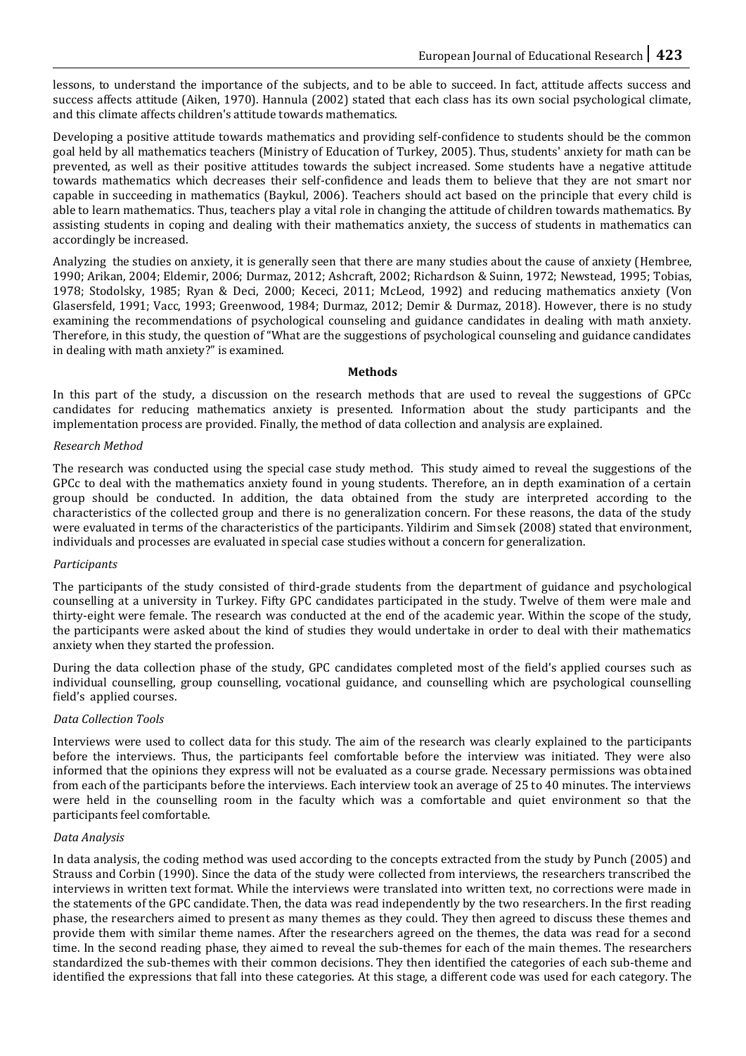lessons, to understand the importance of the subjects, and to be able to succeed. In fact, attitude affects success and success affects attitude (Aiken, 1970). Hannula (2002) stated that each class has its own social psychological climate, and this climate affects children's attitude towards mathematics.

Developing a positive attitude towards mathematics and providing self-confidence to students should be the common goal held by all mathematics teachers (Ministry of Education of Turkey, 2005). Thus, students' anxiety for math can be prevented, as well as their positive attitudes towards the subject increased. Some students have a negative attitude towards mathematics which decreases their self-confidence and leads them to believe that they are not smart nor capable in succeeding in mathematics (Baykul, 2006). Teachers should act based on the principle that every child is able to learn mathematics. Thus, teachers play a vital role in changing the attitude of children towards mathematics. By assisting students in coping and dealing with their mathematics anxiety, the success of students in mathematics can accordingly be increased.

Analyzing the studies on anxiety, it is generally seen that there are many studies about the cause of anxiety (Hembree, 1990; Arikan, 2004; Eldemir, 2006; Durmaz, 2012; Ashcraft, 2002; Richardson & Suinn, 1972; Newstead, 1995; Tobias, 1978; Stodolsky, 1985; Ryan & Deci, 2000; Kececi, 2011; McLeod, 1992) and reducing mathematics anxiety (Von Glasersfeld, 1991; Vacc, 1993; Greenwood, 1984; Durmaz, 2012; Demir & Durmaz, 2018). However, there is no study examining the recommendations of psychological counseling and guidance candidates in dealing with math anxiety. Therefore, in this study, the question of "What are the suggestions of psychological counseling and guidance candidates in dealing with math anxiety?" is examined.

## Methods

In this part of the study, a discussion on the research methods that are used to reveal the suggestions of GPCc candidates for reducing mathematics anxiety is presented. Information about the study participants and the implementation process are provided. Finally, the method of data collection and analysis are explained.

### *Research Method*

The research was conducted using the special case study method. This study aimed to reveal the suggestions of the GPCc to deal with the mathematics anxiety found in young students. Therefore, an in depth examination of a certain group should be conducted. In addition, the data obtained from the study are interpreted according to the characteristics of the collected group and there is no generalization concern. For these reasons, the data of the study were evaluated in terms of the characteristics of the participants. Yildirim and Simsek (2008) stated that environment, individuals and processes are evaluated in special case studies without a concern for generalization.

### *Participants*

The participants of the study consisted of third-grade students from the department of guidance and psychological counselling at a university in Turkey. Fifty GPC candidates participated in the study. Twelve of them were male and thirty-eight were female. The research was conducted at the end of the academic year. Within the scope of the study, the participants were asked about the kind of studies they would undertake in order to deal with their mathematics anxiety when they started the profession.

During the data collection phase of the study, GPC candidates completed most of the field's applied courses such as individual counselling, group counselling, vocational guidance, and counselling which are psychological counselling field's applied courses.

### *Data Collection Tools*

Interviews were used to collect data for this study. The aim of the research was clearly explained to the participants before the interviews. Thus, the participants feel comfortable before the interview was initiated. They were also informed that the opinions they express will not be evaluated as a course grade. Necessary permissions was obtained from each of the participants before the interviews. Each interview took an average of 25 to 40 minutes. The interviews were held in the counselling room in the faculty which was a comfortable and quiet environment so that the participants feel comfortable.

### *Data Analysis*

In data analysis, the coding method was used according to the concepts extracted from the study by Punch (2005) and Strauss and Corbin (1990). Since the data of the study were collected from interviews, the researchers transcribed the interviews in written text format. While the interviews were translated into written text, no corrections were made in the statements of the GPC candidate. Then, the data was read independently by the two researchers. In the first reading phase, the researchers aimed to present as many themes as they could. They then agreed to discuss these themes and provide them with similar theme names. After the researchers agreed on the themes, the data was read for a second time. In the second reading phase, they aimed to reveal the sub-themes for each of the main themes. The researchers standardized the sub-themes with their common decisions. They then identified the categories of each sub-theme and identified the expressions that fall into these categories. At this stage, a different code was used for each category. The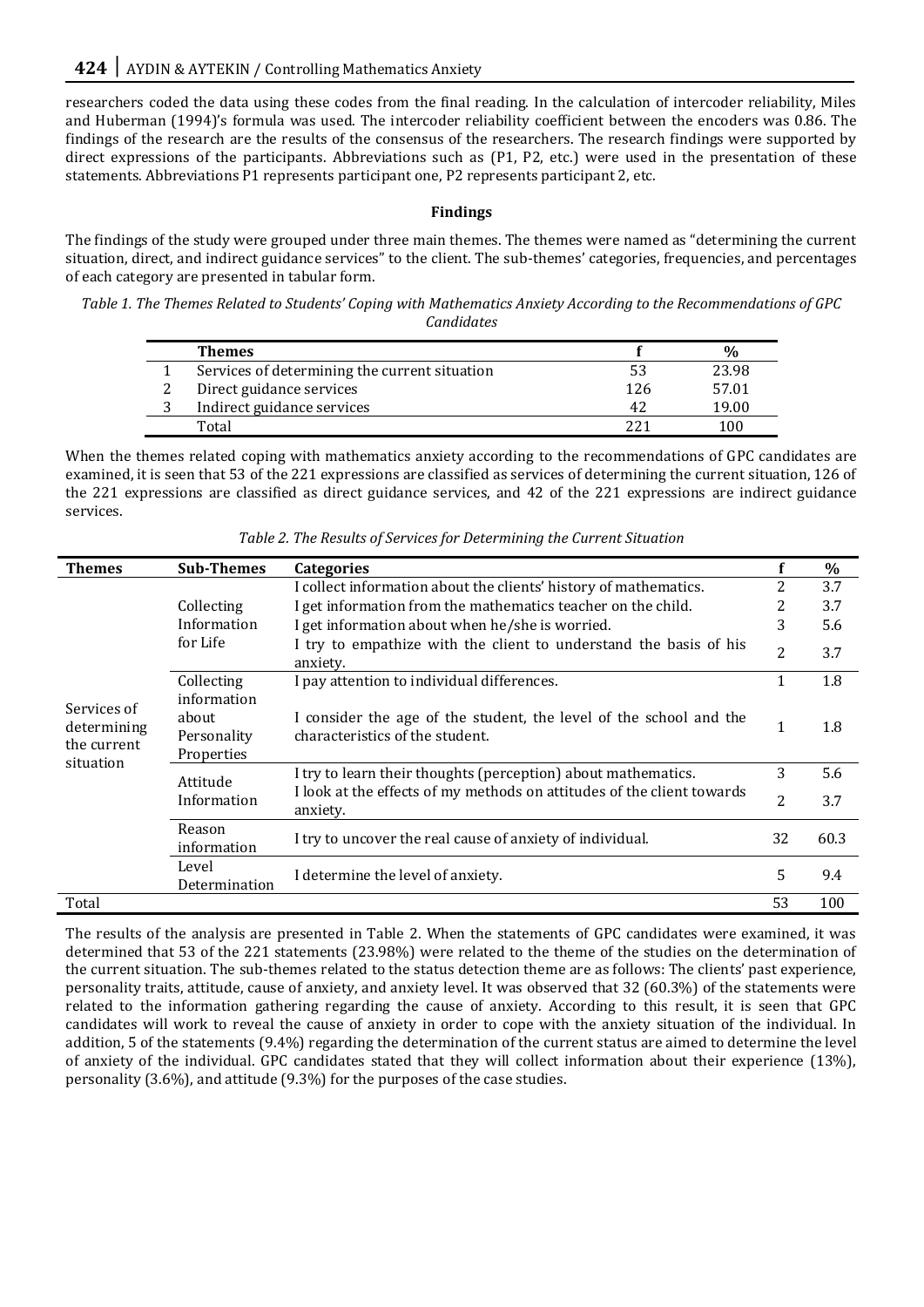researchers coded the data using these codes from the final reading. In the calculation of intercoder reliability, Miles and Huberman (1994)'s formula was used. The intercoder reliability coefficient between the encoders was 0.86. The findings of the research are the results of the consensus of the researchers. The research findings were supported by direct expressions of the participants. Abbreviations such as (P1, P2, etc.) were used in the presentation of these statements. Abbreviations P1 represents participant one, P2 represents participant 2, etc.

## Findings

The findings of the study were grouped under three main themes. The themes were named as "determining the current situation, direct, and indirect guidance services" to the client. The sub-themes' categories, frequencies, and percentages of each category are presented in tabular form.

*Table 1. The Themes Related to Students' Coping with Mathematics Anxiety According to the Recommendations of GPC Candidates*

| | Themes | f | % |
|---|---|---|---|
| 1 | Services of determining the current situation | 53 | 23.98 |
| 2 | Direct guidance services | 126 | 57.01 |
| 3 | Indirect guidance services | 42 | 19.00 |
| | Total | 221 | 100 |

When the themes related coping with mathematics anxiety according to the recommendations of GPC candidates are examined, it is seen that 53 of the 221 expressions are classified as services of determining the current situation, 126 of the 221 expressions are classified as direct guidance services, and 42 of the 221 expressions are indirect guidance services.

*Table 2. The Results of Services for Determining the Current Situation*

| Themes | Sub-Themes | Categories | f | % |
|---|---|---|---|---|
| Services of determining the current situation | Collecting Information for Life | I collect information about the clients' history of mathematics. | 2 | 3.7 |
| | | I get information from the mathematics teacher on the child. | 2 | 3.7 |
| | | I get information about when he/she is worried. | 3 | 5.6 |
| | | I try to empathize with the client to understand the basis of his anxiety. | 2 | 3.7 |
| | Collecting information about Personality Properties | I pay attention to individual differences. | 1 | 1.8 |
| | | I consider the age of the student, the level of the school and the characteristics of the student. | 1 | 1.8 |
| | Attitude Information | I try to learn their thoughts (perception) about mathematics. | 3 | 5.6 |
| | | I look at the effects of my methods on attitudes of the client towards anxiety. | 2 | 3.7 |
| | Reason information | I try to uncover the real cause of anxiety of individual. | 32 | 60.3 |
| | Level Determination | I determine the level of anxiety. | 5 | 9.4 |
| Total | | | 53 | 100 |

The results of the analysis are presented in Table 2. When the statements of GPC candidates were examined, it was determined that 53 of the 221 statements (23.98%) were related to the theme of the studies on the determination of the current situation. The sub-themes related to the status detection theme are as follows: The clients' past experience, personality traits, attitude, cause of anxiety, and anxiety level. It was observed that 32 (60.3%) of the statements were related to the information gathering regarding the cause of anxiety. According to this result, it is seen that GPC candidates will work to reveal the cause of anxiety in order to cope with the anxiety situation of the individual. In addition, 5 of the statements (9.4%) regarding the determination of the current status are aimed to determine the level of anxiety of the individual. GPC candidates stated that they will collect information about their experience (13%), personality (3.6%), and attitude (9.3%) for the purposes of the case studies.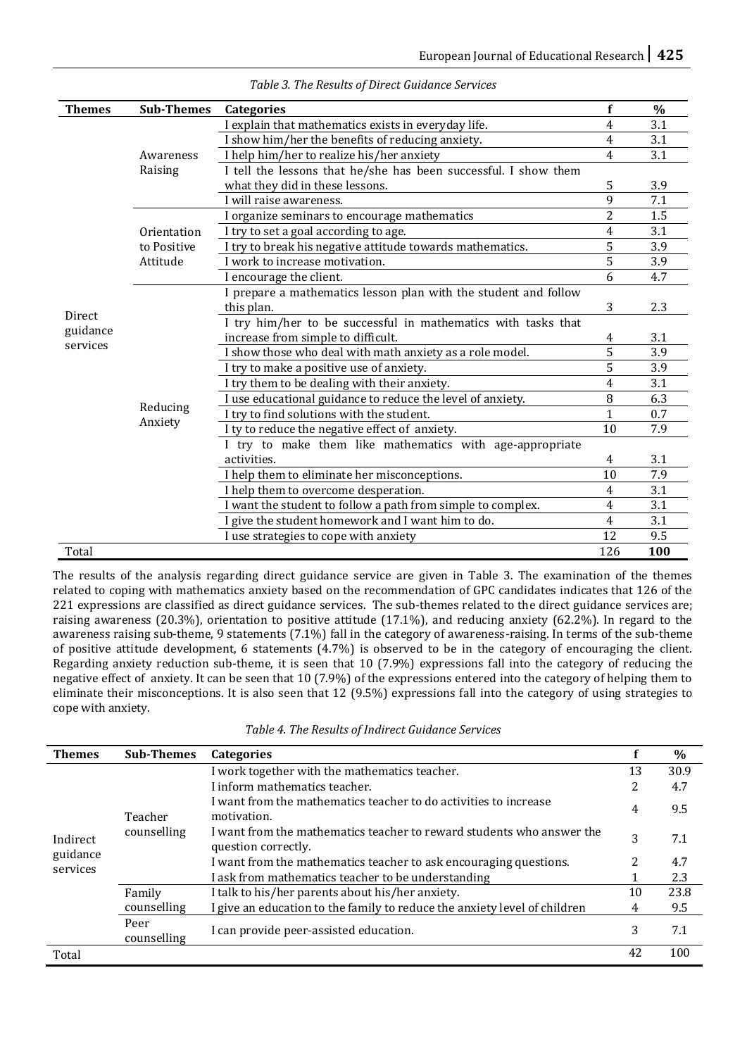*Table 3. The Results of Direct Guidance Services*

| Themes | Sub-Themes | Categories | f | % |
|---|---|---|---|---|
| Direct guidance services | Awareness Raising | I explain that mathematics exists in everyday life. | 4 | 3.1 |
| | | I show him/her the benefits of reducing anxiety. | 4 | 3.1 |
| | | I help him/her to realize his/her anxiety | 4 | 3.1 |
| | | I tell the lessons that he/she has been successful. I show them what they did in these lessons. | 5 | 3.9 |
| | | I will raise awareness. | 9 | 7.1 |
| | Orientation to Positive Attitude | I organize seminars to encourage mathematics | 2 | 1.5 |
| | | I try to set a goal according to age. | 4 | 3.1 |
| | | I try to break his negative attitude towards mathematics. | 5 | 3.9 |
| | | I work to increase motivation. | 5 | 3.9 |
| | | I encourage the client. | 6 | 4.7 |
| | Reducing Anxiety | I prepare a mathematics lesson plan with the student and follow this plan. | 3 | 2.3 |
| | | I try him/her to be successful in mathematics with tasks that increase from simple to difficult. | 4 | 3.1 |
| | | I show those who deal with math anxiety as a role model. | 5 | 3.9 |
| | | I try to make a positive use of anxiety. | 5 | 3.9 |
| | | I try them to be dealing with their anxiety. | 4 | 3.1 |
| | | I use educational guidance to reduce the level of anxiety. | 8 | 6.3 |
| | | I try to find solutions with the student. | 1 | 0.7 |
| | | I ty to reduce the negative effect of anxiety. | 10 | 7.9 |
| | | I try to make them like mathematics with age-appropriate activities. | 4 | 3.1 |
| | | I help them to eliminate her misconceptions. | 10 | 7.9 |
| | | I help them to overcome desperation. | 4 | 3.1 |
| | | I want the student to follow a path from simple to complex. | 4 | 3.1 |
| | | I give the student homework and I want him to do. | 4 | 3.1 |
| | | I use strategies to cope with anxiety | 12 | 9.5 |
| Total | | | 126 | **100** |

The results of the analysis regarding direct guidance service are given in Table 3. The examination of the themes related to coping with mathematics anxiety based on the recommendation of GPC candidates indicates that 126 of the 221 expressions are classified as direct guidance services. The sub-themes related to the direct guidance services are; raising awareness (20.3%), orientation to positive attitude (17.1%), and reducing anxiety (62.2%). In regard to the awareness raising sub-theme, 9 statements (7.1%) fall in the category of awareness-raising. In terms of the sub-theme of positive attitude development, 6 statements (4.7%) is observed to be in the category of encouraging the client. Regarding anxiety reduction sub-theme, it is seen that 10 (7.9%) expressions fall into the category of reducing the negative effect of anxiety. It can be seen that 10 (7.9%) of the expressions entered into the category of helping them to eliminate their misconceptions. It is also seen that 12 (9.5%) expressions fall into the category of using strategies to cope with anxiety.

*Table 4. The Results of Indirect Guidance Services*

| Themes | Sub-Themes | Categories | f | % |
|---|---|---|---|---|
| Indirect guidance services | Teacher counselling | I work together with the mathematics teacher. | 13 | 30.9 |
| | | I inform mathematics teacher. | 2 | 4.7 |
| | | I want from the mathematics teacher to do activities to increase motivation. | 4 | 9.5 |
| | | I want from the mathematics teacher to reward students who answer the question correctly. | 3 | 7.1 |
| | | I want from the mathematics teacher to ask encouraging questions. | 2 | 4.7 |
| | | I ask from mathematics teacher to be understanding | 1 | 2.3 |
| | Family counselling | I talk to his/her parents about his/her anxiety. | 10 | 23.8 |
| | | I give an education to the family to reduce the anxiety level of children | 4 | 9.5 |
| | Peer counselling | I can provide peer-assisted education. | 3 | 7.1 |
| Total | | | 42 | 100 |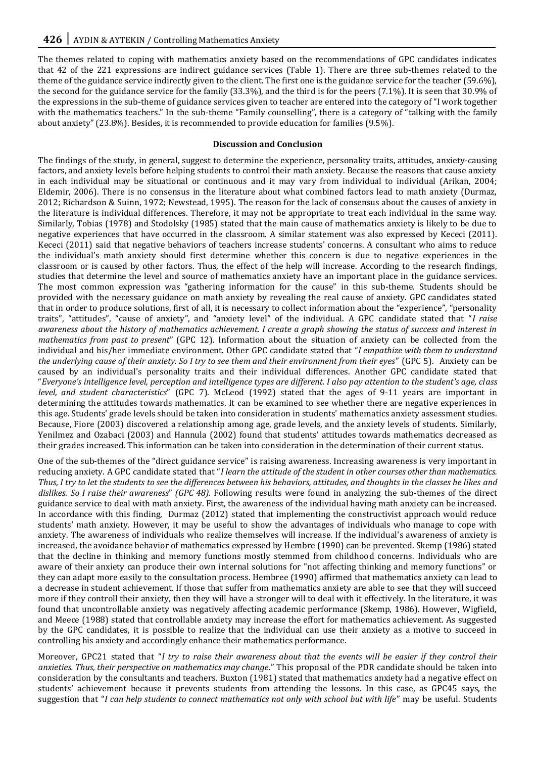The themes related to coping with mathematics anxiety based on the recommendations of GPC candidates indicates that 42 of the 221 expressions are indirect guidance services (Table 1). There are three sub-themes related to the theme of the guidance service indirectly given to the client. The first one is the guidance service for the teacher (59.6%), the second for the guidance service for the family (33.3%), and the third is for the peers (7.1%). It is seen that 30.9% of the expressions in the sub-theme of guidance services given to teacher are entered into the category of "I work together with the mathematics teachers." In the sub-theme "Family counselling", there is a category of "talking with the family about anxiety" (23.8%). Besides, it is recommended to provide education for families (9.5%).

## Discussion and Conclusion

The findings of the study, in general, suggest to determine the experience, personality traits, attitudes, anxiety-causing factors, and anxiety levels before helping students to control their math anxiety. Because the reasons that cause anxiety in each individual may be situational or continuous and it may vary from individual to individual (Arikan, 2004; Eldemir, 2006). There is no consensus in the literature about what combined factors lead to math anxiety (Durmaz, 2012; Richardson & Suinn, 1972; Newstead, 1995). The reason for the lack of consensus about the causes of anxiety in the literature is individual differences. Therefore, it may not be appropriate to treat each individual in the same way. Similarly, Tobias (1978) and Stodolsky (1985) stated that the main cause of mathematics anxiety is likely to be due to negative experiences that have occurred in the classroom. A similar statement was also expressed by Kececi (2011). Kececi (2011) said that negative behaviors of teachers increase students' concerns. A consultant who aims to reduce the individual's math anxiety should first determine whether this concern is due to negative experiences in the classroom or is caused by other factors. Thus, the effect of the help will increase. According to the research findings, studies that determine the level and source of mathematics anxiety have an important place in the guidance services. The most common expression was "gathering information for the cause" in this sub-theme. Students should be provided with the necessary guidance on math anxiety by revealing the real cause of anxiety. GPC candidates stated that in order to produce solutions, first of all, it is necessary to collect information about the "experience", "personality traits", "attitudes", "cause of anxiety", and "anxiety level" of the individual. A GPC candidate stated that "*I raise awareness about the history of mathematics achievement. I create a graph showing the status of success and interest in mathematics from past to present*" (GPC 12). Information about the situation of anxiety can be collected from the individual and his/her immediate environment. Other GPC candidate stated that "*I empathize with them to understand the underlying cause of their anxiety. So I try to see them and their environment from their eyes*" (GPC 5). Anxiety can be caused by an individual's personality traits and their individual differences. Another GPC candidate stated that "*Everyone's intelligence level, perception and intelligence types are different. I also pay attention to the student's age, class level, and student characteristics*" (GPC 7). McLeod (1992) stated that the ages of 9-11 years are important in determining the attitudes towards mathematics. It can be examined to see whether there are negative experiences in this age. Students' grade levels should be taken into consideration in students' mathematics anxiety assessment studies. Because, Fiore (2003) discovered a relationship among age, grade levels, and the anxiety levels of students. Similarly, Yenilmez and Ozabaci (2003) and Hannula (2002) found that students' attitudes towards mathematics decreased as their grades increased. This information can be taken into consideration in the determination of their current status.

One of the sub-themes of the "direct guidance service" is raising awareness. Increasing awareness is very important in reducing anxiety. A GPC candidate stated that "*I learn the attitude of the student in other courses other than mathematics. Thus, I try to let the students to see the differences between his behaviors, attitudes, and thoughts in the classes he likes and dislikes. So I raise their awareness*" *(GPC 48).* Following results were found in analyzing the sub-themes of the direct guidance service to deal with math anxiety. First, the awareness of the individual having math anxiety can be increased. In accordance with this finding, Durmaz (2012) stated that implementing the constructivist approach would reduce students' math anxiety. However, it may be useful to show the advantages of individuals who manage to cope with anxiety. The awareness of individuals who realize themselves will increase. If the individual's awareness of anxiety is increased, the avoidance behavior of mathematics expressed by Hembre (1990) can be prevented. Skemp (1986) stated that the decline in thinking and memory functions mostly stemmed from childhood concerns. Individuals who are aware of their anxiety can produce their own internal solutions for "not affecting thinking and memory functions" or they can adapt more easily to the consultation process. Hembree (1990) affirmed that mathematics anxiety can lead to a decrease in student achievement. If those that suffer from mathematics anxiety are able to see that they will succeed more if they controll their anxiety, then they will have a stronger will to deal with it effectively. In the literature, it was found that uncontrollable anxiety was negatively affecting academic performance (Skemp, 1986). However, Wigfield, and Meece (1988) stated that controllable anxiety may increase the effort for mathematics achievement. As suggested by the GPC candidates, it is possible to realize that the individual can use their anxiety as a motive to succeed in controlling his anxiety and accordingly enhance their mathematics performance.

Moreover, GPC21 stated that "*I try to raise their awareness about that the events will be easier if they control their anxieties. Thus, their perspective on mathematics may change*." This proposal of the PDR candidate should be taken into consideration by the consultants and teachers. Buxton (1981) stated that mathematics anxiety had a negative effect on students' achievement because it prevents students from attending the lessons. In this case, as GPC45 says, the suggestion that "*I can help students to connect mathematics not only with school but with life*" may be useful. Students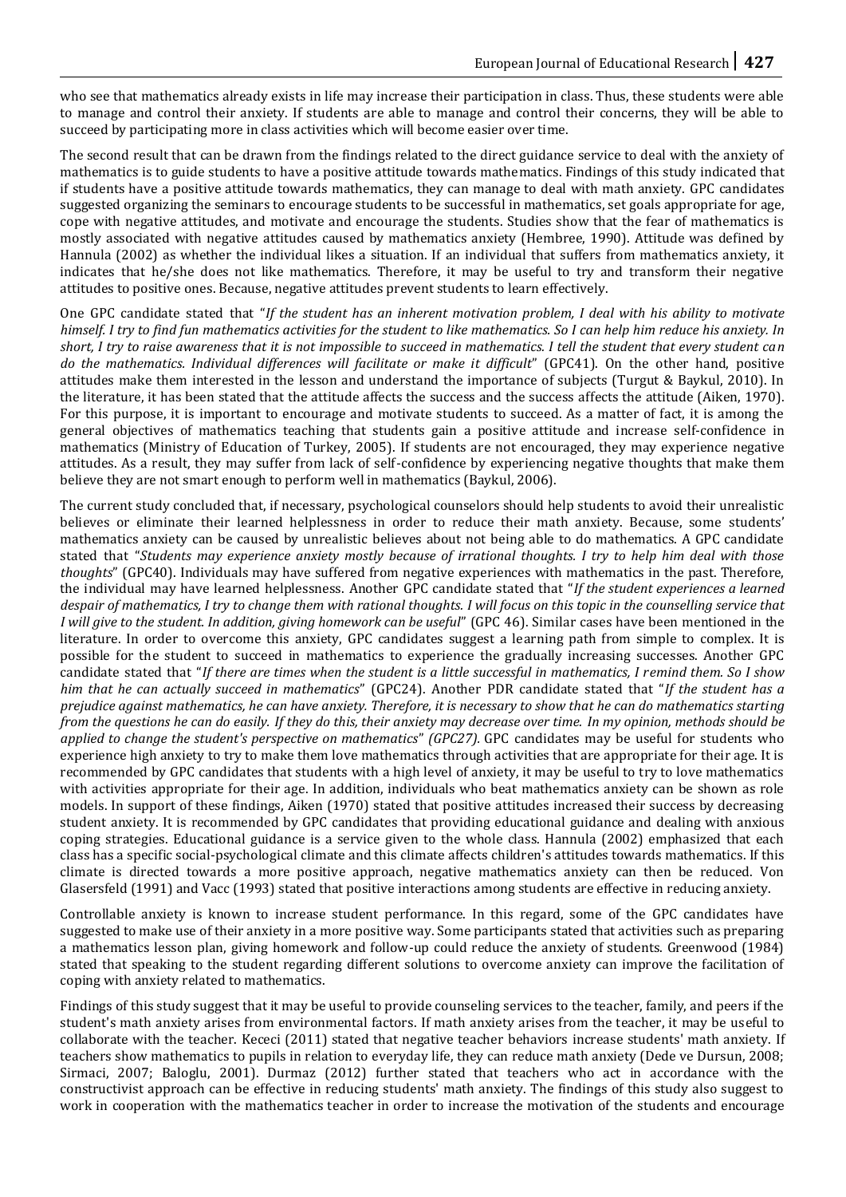who see that mathematics already exists in life may increase their participation in class. Thus, these students were able to manage and control their anxiety. If students are able to manage and control their concerns, they will be able to succeed by participating more in class activities which will become easier over time.

The second result that can be drawn from the findings related to the direct guidance service to deal with the anxiety of mathematics is to guide students to have a positive attitude towards mathematics. Findings of this study indicated that if students have a positive attitude towards mathematics, they can manage to deal with math anxiety. GPC candidates suggested organizing the seminars to encourage students to be successful in mathematics, set goals appropriate for age, cope with negative attitudes, and motivate and encourage the students. Studies show that the fear of mathematics is mostly associated with negative attitudes caused by mathematics anxiety (Hembree, 1990). Attitude was defined by Hannula (2002) as whether the individual likes a situation. If an individual that suffers from mathematics anxiety, it indicates that he/she does not like mathematics. Therefore, it may be useful to try and transform their negative attitudes to positive ones. Because, negative attitudes prevent students to learn effectively.

One GPC candidate stated that "*If the student has an inherent motivation problem, I deal with his ability to motivate himself. I try to find fun mathematics activities for the student to like mathematics. So I can help him reduce his anxiety. In short, I try to raise awareness that it is not impossible to succeed in mathematics. I tell the student that every student can do the mathematics. Individual differences will facilitate or make it difficult*" (GPC41). On the other hand, positive attitudes make them interested in the lesson and understand the importance of subjects (Turgut & Baykul, 2010). In the literature, it has been stated that the attitude affects the success and the success affects the attitude (Aiken, 1970). For this purpose, it is important to encourage and motivate students to succeed. As a matter of fact, it is among the general objectives of mathematics teaching that students gain a positive attitude and increase self-confidence in mathematics (Ministry of Education of Turkey, 2005). If students are not encouraged, they may experience negative attitudes. As a result, they may suffer from lack of self-confidence by experiencing negative thoughts that make them believe they are not smart enough to perform well in mathematics (Baykul, 2006).

The current study concluded that, if necessary, psychological counselors should help students to avoid their unrealistic believes or eliminate their learned helplessness in order to reduce their math anxiety. Because, some students' mathematics anxiety can be caused by unrealistic believes about not being able to do mathematics. A GPC candidate stated that "*Students may experience anxiety mostly because of irrational thoughts. I try to help him deal with those thoughts*" (GPC40). Individuals may have suffered from negative experiences with mathematics in the past. Therefore, the individual may have learned helplessness. Another GPC candidate stated that "*If the student experiences a learned despair of mathematics, I try to change them with rational thoughts. I will focus on this topic in the counselling service that I will give to the student. In addition, giving homework can be useful*" (GPC 46). Similar cases have been mentioned in the literature. In order to overcome this anxiety, GPC candidates suggest a learning path from simple to complex. It is possible for the student to succeed in mathematics to experience the gradually increasing successes. Another GPC candidate stated that "*If there are times when the student is a little successful in mathematics, I remind them. So I show him that he can actually succeed in mathematics*" (GPC24). Another PDR candidate stated that "*If the student has a prejudice against mathematics, he can have anxiety. Therefore, it is necessary to show that he can do mathematics starting from the questions he can do easily. If they do this, their anxiety may decrease over time. In my opinion, methods should be applied to change the student's perspective on mathematics*" *(GPC27).* GPC candidates may be useful for students who experience high anxiety to try to make them love mathematics through activities that are appropriate for their age. It is recommended by GPC candidates that students with a high level of anxiety, it may be useful to try to love mathematics with activities appropriate for their age. In addition, individuals who beat mathematics anxiety can be shown as role models. In support of these findings, Aiken (1970) stated that positive attitudes increased their success by decreasing student anxiety. It is recommended by GPC candidates that providing educational guidance and dealing with anxious coping strategies. Educational guidance is a service given to the whole class. Hannula (2002) emphasized that each class has a specific social-psychological climate and this climate affects children's attitudes towards mathematics. If this climate is directed towards a more positive approach, negative mathematics anxiety can then be reduced. Von Glasersfeld (1991) and Vacc (1993) stated that positive interactions among students are effective in reducing anxiety.

Controllable anxiety is known to increase student performance. In this regard, some of the GPC candidates have suggested to make use of their anxiety in a more positive way. Some participants stated that activities such as preparing a mathematics lesson plan, giving homework and follow-up could reduce the anxiety of students. Greenwood (1984) stated that speaking to the student regarding different solutions to overcome anxiety can improve the facilitation of coping with anxiety related to mathematics.

Findings of this study suggest that it may be useful to provide counseling services to the teacher, family, and peers if the student's math anxiety arises from environmental factors. If math anxiety arises from the teacher, it may be useful to collaborate with the teacher. Kececi (2011) stated that negative teacher behaviors increase students' math anxiety. If teachers show mathematics to pupils in relation to everyday life, they can reduce math anxiety (Dede ve Dursun, 2008; Sirmaci, 2007; Baloglu, 2001). Durmaz (2012) further stated that teachers who act in accordance with the constructivist approach can be effective in reducing students' math anxiety. The findings of this study also suggest to work in cooperation with the mathematics teacher in order to increase the motivation of the students and encourage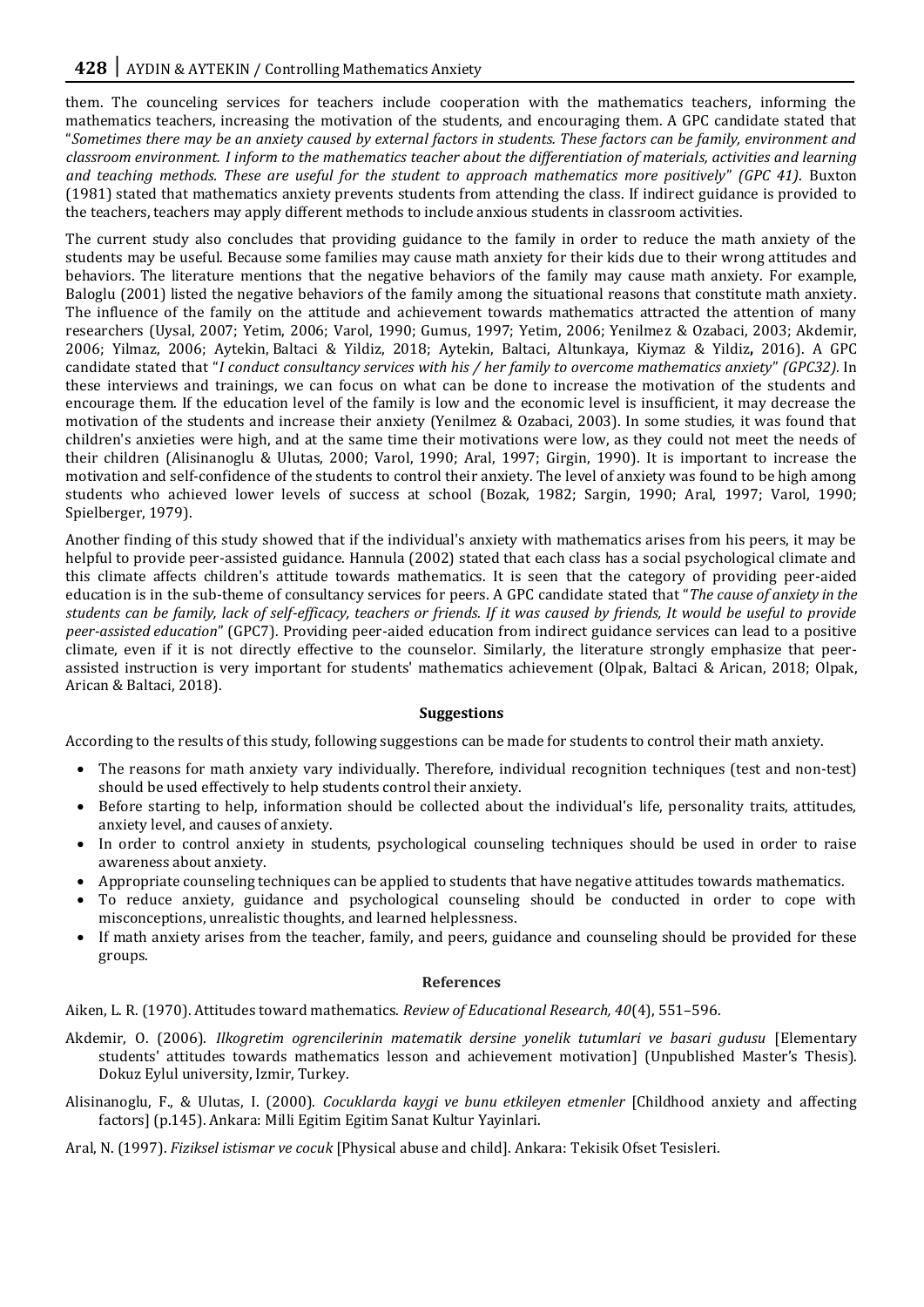them. The counceling services for teachers include cooperation with the mathematics teachers, informing the mathematics teachers, increasing the motivation of the students, and encouraging them. A GPC candidate stated that "*Sometimes there may be an anxiety caused by external factors in students. These factors can be family, environment and classroom environment. I inform to the mathematics teacher about the differentiation of materials, activities and learning and teaching methods. These are useful for the student to approach mathematics more positively*" *(GPC 41)*. Buxton (1981) stated that mathematics anxiety prevents students from attending the class. If indirect guidance is provided to the teachers, teachers may apply different methods to include anxious students in classroom activities.

The current study also concludes that providing guidance to the family in order to reduce the math anxiety of the students may be useful. Because some families may cause math anxiety for their kids due to their wrong attitudes and behaviors. The literature mentions that the negative behaviors of the family may cause math anxiety. For example, Baloglu (2001) listed the negative behaviors of the family among the situational reasons that constitute math anxiety. The influence of the family on the attitude and achievement towards mathematics attracted the attention of many researchers (Uysal, 2007; Yetim, 2006; Varol, 1990; Gumus, 1997; Yetim, 2006; Yenilmez & Ozabaci, 2003; Akdemir, 2006; Yilmaz, 2006; Aytekin, Baltaci & Yildiz, 2018; Aytekin, Baltaci, Altunkaya, Kiymaz & Yildiz**,** 2016). A GPC candidate stated that "*I conduct consultancy services with his / her family to overcome mathematics anxiety*" *(GPC32)*. In these interviews and trainings, we can focus on what can be done to increase the motivation of the students and encourage them. If the education level of the family is low and the economic level is insufficient, it may decrease the motivation of the students and increase their anxiety (Yenilmez & Ozabaci, 2003). In some studies, it was found that children's anxieties were high, and at the same time their motivations were low, as they could not meet the needs of their children (Alisinanoglu & Ulutas, 2000; Varol, 1990; Aral, 1997; Girgin, 1990). It is important to increase the motivation and self-confidence of the students to control their anxiety. The level of anxiety was found to be high among students who achieved lower levels of success at school (Bozak, 1982; Sargin, 1990; Aral, 1997; Varol, 1990; Spielberger, 1979).

Another finding of this study showed that if the individual's anxiety with mathematics arises from his peers, it may be helpful to provide peer-assisted guidance. Hannula (2002) stated that each class has a social psychological climate and this climate affects children's attitude towards mathematics. It is seen that the category of providing peer-aided education is in the sub-theme of consultancy services for peers. A GPC candidate stated that "*The cause of anxiety in the students can be family, lack of self-efficacy, teachers or friends. If it was caused by friends, It would be useful to provide peer-assisted education*" (GPC7). Providing peer-aided education from indirect guidance services can lead to a positive climate, even if it is not directly effective to the counselor. Similarly, the literature strongly emphasize that peer-assisted instruction is very important for students' mathematics achievement (Olpak, Baltaci & Arican, 2018; Olpak, Arican & Baltaci, 2018).

### Suggestions

According to the results of this study, following suggestions can be made for students to control their math anxiety.

- The reasons for math anxiety vary individually. Therefore, individual recognition techniques (test and non-test) should be used effectively to help students control their anxiety.
- Before starting to help, information should be collected about the individual's life, personality traits, attitudes, anxiety level, and causes of anxiety.
- In order to control anxiety in students, psychological counseling techniques should be used in order to raise awareness about anxiety.
- Appropriate counseling techniques can be applied to students that have negative attitudes towards mathematics.
- To reduce anxiety, guidance and psychological counseling should be conducted in order to cope with misconceptions, unrealistic thoughts, and learned helplessness.
- If math anxiety arises from the teacher, family, and peers, guidance and counseling should be provided for these groups.

### References

Aiken, L. R. (1970). Attitudes toward mathematics. *Review of Educational Research, 40*(4), 551–596.

Akdemir, O. (2006). *Ilkogretim ogrencilerinin matematik dersine yonelik tutumlari ve basari gudusu* [Elementary students' attitudes towards mathematics lesson and achievement motivation] (Unpublished Master's Thesis). Dokuz Eylul university, Izmir, Turkey.

Alisinanoglu, F., & Ulutas, I. (2000). *Cocuklarda kaygi ve bunu etkileyen etmenler* [Childhood anxiety and affecting factors] (p.145). Ankara: Milli Egitim Egitim Sanat Kultur Yayinlari.

Aral, N. (1997). *Fiziksel istismar ve cocuk* [Physical abuse and child]. Ankara: Tekisik Ofset Tesisleri.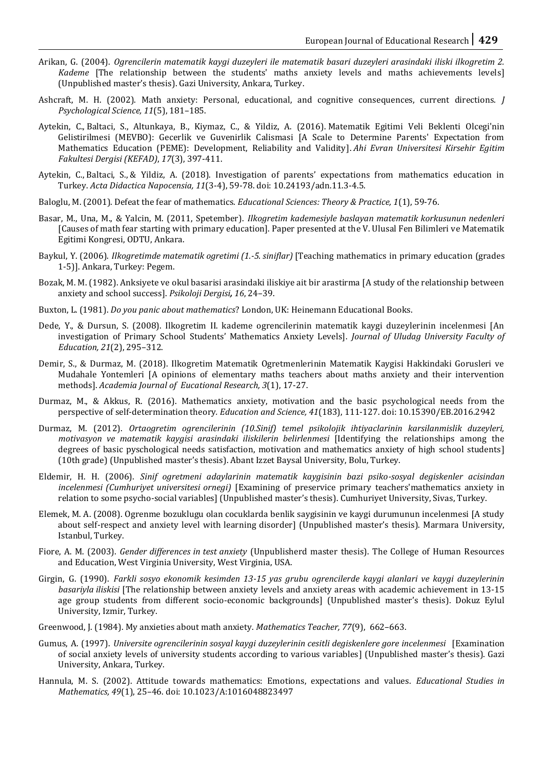Arikan, G. (2004). *Ogrencilerin matematik kaygi duzeyleri ile matematik basari duzeyleri arasindaki iliski ilkogretim 2. Kademe* [The relationship between the students' maths anxiety levels and maths achievements levels] (Unpublished master's thesis). Gazi University, Ankara, Turkey.

Ashcraft, M. H. (2002). Math anxiety: Personal, educational, and cognitive consequences, current directions. *J Psychological Science, 11*(5), 181–185.

Aytekin, C., Baltaci, S., Altunkaya, B., Kiymaz, C., & Yildiz, A. (2016). Matematik Egitimi Veli Beklenti Olcegi'nin Gelistirilmesi (MEVBO): Gecerlik ve Guvenirlik Calismasi [A Scale to Determine Parents' Expectation from Mathematics Education (PEME): Development, Reliability and Validity]. *Ahi Evran Universitesi Kirsehir Egitim Fakultesi Dergisi (KEFAD), 17*(3), 397-411.

Aytekin, C., Baltaci, S., & Yildiz, A. (2018). Investigation of parents' expectations from mathematics education in Turkey. *Acta Didactica Napocensia, 11*(3-4), 59-78. doi: 10.24193/adn.11.3-4.5.

Baloglu, M. (2001). Defeat the fear of mathematics. *Educational Sciences: Theory & Practice, 1*(1), 59-76.

Basar, M., Una, M., & Yalcin, M. (2011, Spetember). *Ilkogretim kademesiyle baslayan matematik korkusunun nedenleri* [Causes of math fear starting with primary education]. Paper presented at the V. Ulusal Fen Bilimleri ve Matematik Egitimi Kongresi, ODTU, Ankara.

Baykul, Y. (2006). *Ilkogretimde matematik ogretimi (1.-5. siniflar)* [Teaching mathematics in primary education (grades 1-5)]. Ankara, Turkey: Pegem.

Bozak, M. M. (1982). Anksiyete ve okul basarisi arasindaki iliskiye ait bir arastirma [A study of the relationship between anxiety and school success]. *Psikoloji Dergisi, 16*, 24–39.

Buxton, L. (1981). *Do you panic about mathematics*? London, UK: Heinemann Educational Books.

Dede, Y., & Dursun, S. (2008). Ilkogretim II. kademe ogrencilerinin matematik kaygi duzeylerinin incelenmesi [An investigation of Primary School Students' Mathematics Anxiety Levels]. *Journal of Uludag University Faculty of Education, 21*(2), 295–312.

Demir, S., & Durmaz, M. (2018). Ilkogretim Matematik Ogretmenlerinin Matematik Kaygisi Hakkindaki Gorusleri ve Mudahale Yontemleri [A opinions of elementary maths teachers about maths anxiety and their intervention methods]. *Academia Journal of Eucational Research, 3*(1), 17-27.

Durmaz, M., & Akkus, R. (2016). Mathematics anxiety, motivation and the basic psychological needs from the perspective of self-determination theory. *Education and Science, 41*(183), 111-127. doi: 10.15390/EB.2016.2942

Durmaz, M. (2012). *Ortaogretim ogrencilerinin (10.Sinif) temel psikolojik ihtiyaclarinin karsilanmislik duzeyleri, motivasyon ve matematik kaygisi arasindaki iliskilerin belirlenmesi* [Identifying the relationships among the degrees of basic pyschological needs satisfaction, motivation and mathematics anxiety of high school students] (10th grade) (Unpublished master's thesis). Abant Izzet Baysal University, Bolu, Turkey.

Eldemir, H. H. (2006). *Sinif ogretmeni adaylarinin matematik kaygisinin bazi psiko-sosyal degiskenler acisindan incelenmesi (Cumhuriyet universitesi ornegi)* [Examining of preservice primary teachers'mathematics anxiety in relation to some psycho-social variables] (Unpublished master's thesis). Cumhuriyet University, Sivas, Turkey.

Elemek, M. A. (2008). Ogrenme bozuklugu olan cocuklarda benlik saygisinin ve kaygi durumunun incelenmesi [A study about self-respect and anxiety level with learning disorder] (Unpublished master's thesis). Marmara University, Istanbul, Turkey.

Fiore, A. M. (2003). *Gender differences in test anxiety* (Unpublisherd master thesis). The College of Human Resources and Education, West Virginia University, West Virginia, USA.

Girgin, G. (1990). *Farkli sosyo ekonomik kesimden 13-15 yas grubu ogrencilerde kaygi alanlari ve kaygi duzeylerinin basariyla iliskisi* [The relationship between anxiety levels and anxiety areas with academic achievement in 13-15 age group students from different socio-economic backgrounds] (Unpublished master's thesis). Dokuz Eylul University, Izmir, Turkey.

Greenwood, J. (1984). My anxieties about math anxiety. *Mathematics Teacher, 77*(9), 662–663.

Gumus, A. (1997). *Universite ogrencilerinin sosyal kaygi duzeylerinin cesitli degiskenlere gore incelenmesi* [Examination of social anxiety levels of university students according to various variables] (Unpublished master's thesis). Gazi University, Ankara, Turkey.

Hannula, M. S. (2002). Attitude towards mathematics: Emotions, expectations and values. *Educational Studies in Mathematics, 49*(1), 25–46. doi: 10.1023/A:1016048823497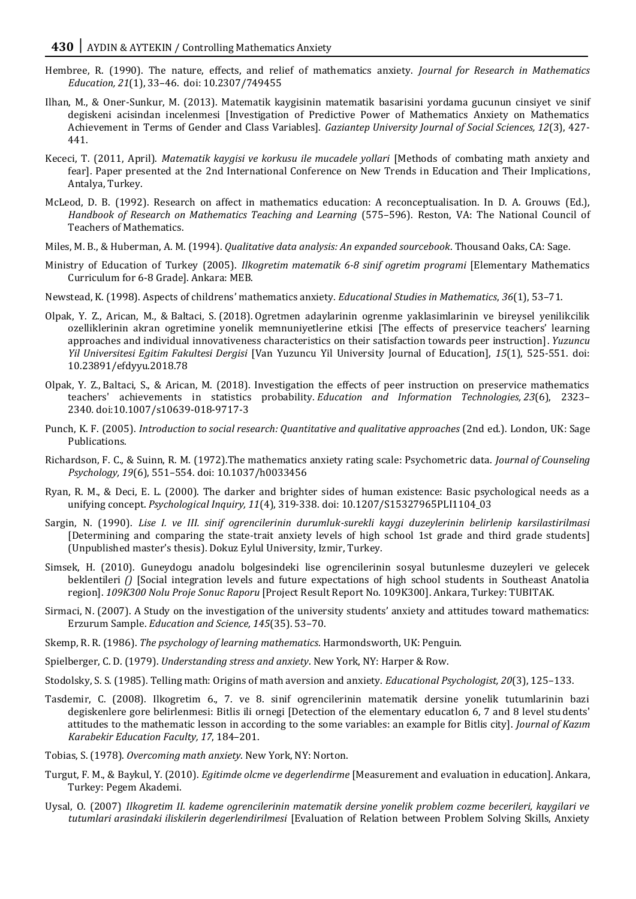Hembree, R. (1990). The nature, effects, and relief of mathematics anxiety. *Journal for Research in Mathematics Education, 21*(1), 33–46. doi: 10.2307/749455

Ilhan, M., & Oner-Sunkur, M. (2013). Matematik kaygisinin matematik basarisini yordama gucunun cinsiyet ve sinif degiskeni acisindan incelenmesi [Investigation of Predictive Power of Mathematics Anxiety on Mathematics Achievement in Terms of Gender and Class Variables]. *Gaziantep University Journal of Social Sciences, 12*(3), 427-441.

Kececi, T. (2011, April). *Matematik kaygisi ve korkusu ile mucadele yollari* [Methods of combating math anxiety and fear]. Paper presented at the 2nd International Conference on New Trends in Education and Their Implications, Antalya, Turkey.

McLeod, D. B. (1992). Research on affect in mathematics education: A reconceptualisation. In D. A. Grouws (Ed.), *Handbook of Research on Mathematics Teaching and Learning* (575–596). Reston, VA: The National Council of Teachers of Mathematics.

Miles, M. B., & Huberman, A. M. (1994). *Qualitative data analysis: An expanded sourcebook*. Thousand Oaks, CA: Sage.

Ministry of Education of Turkey (2005). *Ilkogretim matematik 6-8 sinif ogretim programi* [Elementary Mathematics Curriculum for 6-8 Grade]. Ankara: MEB.

Newstead, K. (1998). Aspects of childrens' mathematics anxiety. *Educational Studies in Mathematics*, *36*(1), 53–71.

Olpak, Y. Z., Arican, M., & Baltaci, S. (2018). Ogretmen adaylarinin ogrenme yaklasimlarinin ve bireysel yenilikcilik ozelliklerinin akran ogretimine yonelik memnuniyetlerine etkisi [The effects of preservice teachers' learning approaches and individual innovativeness characteristics on their satisfaction towards peer instruction]. *Yuzuncu Yil Universitesi Egitim Fakultesi Dergisi* [Van Yuzuncu Yil University Journal of Education], *15*(1), 525-551. doi: 10.23891/efdyyu.2018.78

Olpak, Y. Z., Baltaci, S., & Arican, M. (2018). Investigation the effects of peer instruction on preservice mathematics teachers' achievements in statistics probability. *Education and Information Technologies, 23*(6), 2323–2340. doi:10.1007/s10639-018-9717-3

Punch, K. F. (2005). *Introduction to social research: Quantitative and qualitative approaches* (2nd ed.). London, UK: Sage Publications.

Richardson, F. C., & Suinn, R. M. (1972).The mathematics anxiety rating scale: Psychometric data. *Journal of Counseling Psychology, 19*(6), 551–554. doi: 10.1037/h0033456

Ryan, R. M., & Deci, E. L. (2000). The darker and brighter sides of human existence: Basic psychological needs as a unifying concept. *Psychological Inquiry, 11*(4), 319-338. doi: 10.1207/S15327965PLI1104_03

Sargin, N. (1990). *Lise I. ve III. sinif ogrencilerinin durumluk-surekli kaygi duzeylerinin belirlenip karsilastirilmasi* [Determining and comparing the state-trait anxiety levels of high school 1st grade and third grade students] (Unpublished master's thesis). Dokuz Eylul University, Izmir, Turkey.

Simsek, H. (2010). Guneydogu anadolu bolgesindeki lise ogrencilerinin sosyal butunlesme duzeyleri ve gelecek beklentileri *()* [Social integration levels and future expectations of high school students in Southeast Anatolia region]. *109K300 Nolu Proje Sonuc Raporu* [Project Result Report No. 109K300]. Ankara, Turkey: TUBITAK.

Sirmaci, N. (2007). A Study on the investigation of the university students' anxiety and attitudes toward mathematics: Erzurum Sample. *Education and Science, 145*(35). 53–70.

Skemp, R. R. (1986). *The psychology of learning mathematics*. Harmondsworth, UK: Penguin.

Spielberger, C. D. (1979). *Understanding stress and anxiety*. New York, NY: Harper & Row.

Stodolsky, S. S. (1985). Telling math: Origins of math aversion and anxiety. *Educational Psychologist, 20*(3), 125–133.

Tasdemir, C. (2008). Ilkogretim 6., 7. ve 8. sinif ogrencilerinin matematik dersine yonelik tutumlarinin bazi degiskenlere gore belirlenmesi: Bitlis ili ornegi [Detection of the elementary educatlon 6, 7 and 8 level students' attitudes to the mathematic lesson in according to the some variables: an example for Bitlis city]. *Journal of Kazım Karabekir Education Faculty, 17*, 184–201.

Tobias, S. (1978). *Overcoming math anxiety*. New York, NY: Norton.

Turgut, F. M., & Baykul, Y. (2010). *Egitimde olcme ve degerlendirme* [Measurement and evaluation in education]. Ankara, Turkey: Pegem Akademi.

Uysal, O. (2007) *Ilkogretim II. kademe ogrencilerinin matematik dersine yonelik problem cozme becerileri, kaygilari ve tutumlari arasindaki iliskilerin degerlendirilmesi* [Evaluation of Relation between Problem Solving Skills, Anxiety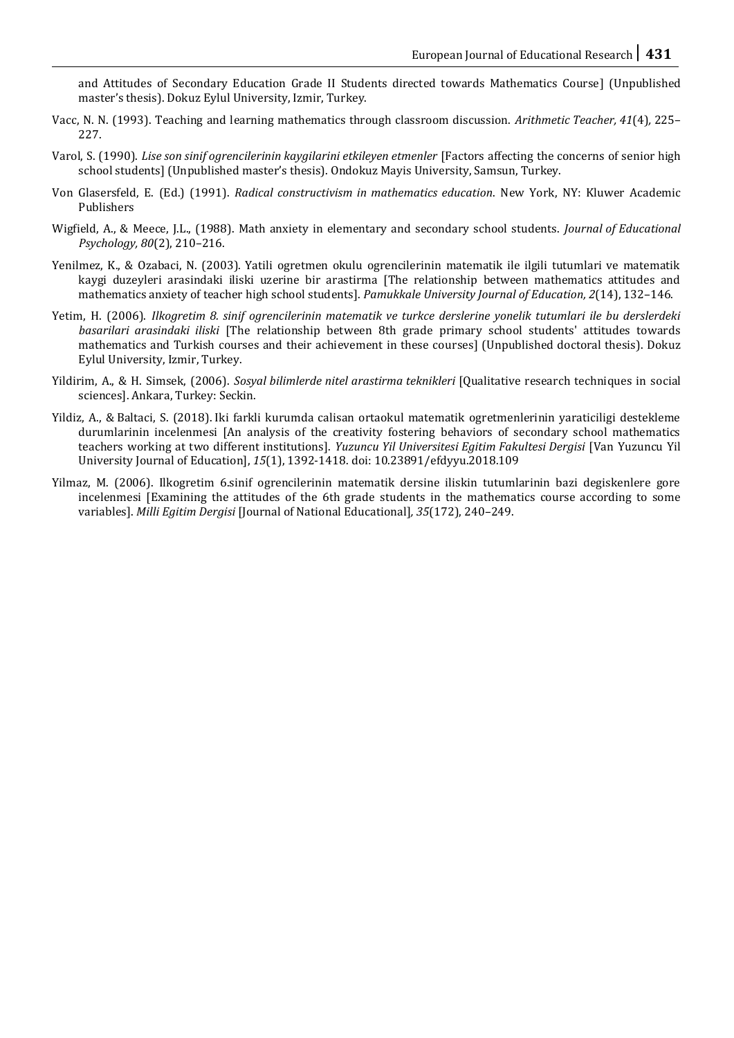and Attitudes of Secondary Education Grade II Students directed towards Mathematics Course] (Unpublished master's thesis). Dokuz Eylul University, Izmir, Turkey.

Vacc, N. N. (1993). Teaching and learning mathematics through classroom discussion. *Arithmetic Teacher, 41*(4), 225–227.

Varol, S. (1990). *Lise son sinif ogrencilerinin kaygilarini etkileyen etmenler* [Factors affecting the concerns of senior high school students] (Unpublished master's thesis). Ondokuz Mayis University, Samsun, Turkey.

Von Glasersfeld, E. (Ed.) (1991). *Radical constructivism in mathematics education*. New York, NY: Kluwer Academic Publishers

Wigfield, A., & Meece, J.L., (1988). Math anxiety in elementary and secondary school students. *Journal of Educational Psychology, 80*(2), 210–216.

Yenilmez, K., & Ozabaci, N. (2003). Yatili ogretmen okulu ogrencilerinin matematik ile ilgili tutumlari ve matematik kaygi duzeyleri arasindaki iliski uzerine bir arastirma [The relationship between mathematics attitudes and mathematics anxiety of teacher high school students]. *Pamukkale University Journal of Education, 2*(14), 132–146.

Yetim, H. (2006). *Ilkogretim 8. sinif ogrencilerinin matematik ve turkce derslerine yonelik tutumlari ile bu derslerdeki basarilari arasindaki iliski* [The relationship between 8th grade primary school students' attitudes towards mathematics and Turkish courses and their achievement in these courses] (Unpublished doctoral thesis). Dokuz Eylul University, Izmir, Turkey.

Yildirim, A., & H. Simsek, (2006). *Sosyal bilimlerde nitel arastirma teknikleri* [Qualitative research techniques in social sciences]. Ankara, Turkey: Seckin.

Yildiz, A., & Baltaci, S. (2018). Iki farkli kurumda calisan ortaokul matematik ogretmenlerinin yaraticiligi destekleme durumlarinin incelenmesi [An analysis of the creativity fostering behaviors of secondary school mathematics teachers working at two different institutions]. *Yuzuncu Yil Universitesi Egitim Fakultesi Dergisi* [Van Yuzuncu Yil University Journal of Education], *15*(1), 1392-1418. doi: 10.23891/efdyyu.2018.109

Yilmaz, M. (2006). Ilkogretim 6.sinif ogrencilerinin matematik dersine iliskin tutumlarinin bazi degiskenlere gore incelenmesi [Examining the attitudes of the 6th grade students in the mathematics course according to some variables]. *Milli Egitim Dergisi* [Journal of National Educational]*, 35*(172), 240–249.